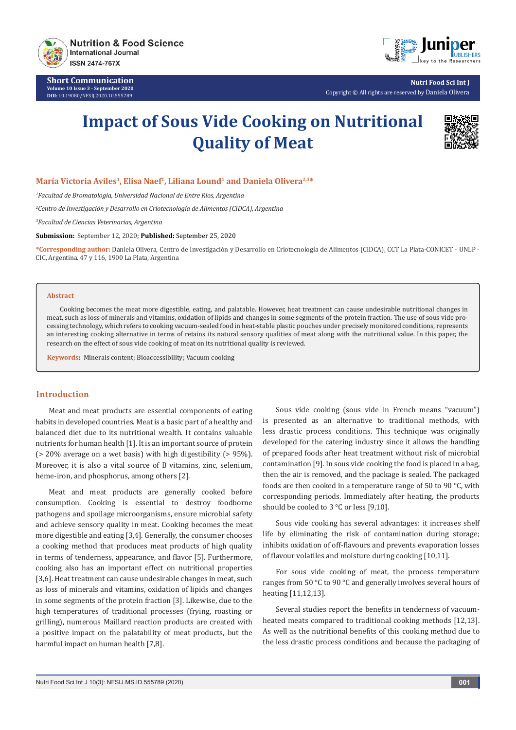Short Communication

# Impact of Sous Vide Cooking on Nutritional Quality of Meat

**María Victoria Aviles[1], Elisa Naef[1], Liliana Lound[1] and Daniela Olivera[2,3]***

[1]*Facultad de Bromatología, Universidad Nacional de Entre Ríos, Argentina*

[2]*Centro de Investigación y Desarrollo en Criotecnología de Alimentos (CIDCA), Argentina*

[3]*Facultad de Ciencias Veterinarias, Argentina*

**Submission:** September 12, 2020; **Published:** September 25, 2020

***Corresponding author:** Daniela Olivera, Centro de Investigación y Desarrollo en Criotecnología de Alimentos (CIDCA), CCT La Plata-CONICET - UNLP - CIC, Argentina. 47 y 116, 1900 La Plata, Argentina

**Abstract**

Cooking becomes the meat more digestible, eating, and palatable. However, heat treatment can cause undesirable nutritional changes in meat, such as loss of minerals and vitamins, oxidation of lipids and changes in some segments of the protein fraction. The use of sous vide processing technology, which refers to cooking vacuum-sealed food in heat-stable plastic pouches under precisely monitored conditions, represents an interesting cooking alternative in terms of retains its natural sensory qualities of meat along with the nutritional value. In this paper, the research on the effect of sous vide cooking of meat on its nutritional quality is reviewed.

**Keywords:** Minerals content; Bioaccessibility; Vacuum cooking

## Introduction

Meat and meat products are essential components of eating habits in developed countries. Meat is a basic part of a healthy and balanced diet due to its nutritional wealth. It contains valuable nutrients for human health [1]. It is an important source of protein (> 20% average on a wet basis) with high digestibility (> 95%). Moreover, it is also a vital source of B vitamins, zinc, selenium, heme-iron, and phosphorus, among others [2].

Meat and meat products are generally cooked before consumption. Cooking is essential to destroy foodborne pathogens and spoilage microorganisms, ensure microbial safety and achieve sensory quality in meat. Cooking becomes the meat more digestible and eating [3,4]. Generally, the consumer chooses a cooking method that produces meat products of high quality in terms of tenderness, appearance, and flavor [5]. Furthermore, cooking also has an important effect on nutritional properties [3,6]. Heat treatment can cause undesirable changes in meat, such as loss of minerals and vitamins, oxidation of lipids and changes in some segments of the protein fraction [3]. Likewise, due to the high temperatures of traditional processes (frying, roasting or grilling), numerous Maillard reaction products are created with a positive impact on the palatability of meat products, but the harmful impact on human health [7,8].

Sous vide cooking (sous vide in French means "vacuum") is presented as an alternative to traditional methods, with less drastic process conditions. This technique was originally developed for the catering industry since it allows the handling of prepared foods after heat treatment without risk of microbial contamination [9]. In sous vide cooking the food is placed in a bag, then the air is removed, and the package is sealed. The packaged foods are then cooked in a temperature range of 50 to 90 °C, with corresponding periods. Immediately after heating, the products should be cooled to 3 °C or less [9,10].

Sous vide cooking has several advantages: it increases shelf life by eliminating the risk of contamination during storage; inhibits oxidation of off-flavours and prevents evaporation losses of flavour volatiles and moisture during cooking [10,11].

For sous vide cooking of meat, the process temperature ranges from 50 °C to 90 °C and generally involves several hours of heating [11,12,13].

Several studies report the benefits in tenderness of vacuum-heated meats compared to traditional cooking methods [12,13]. As well as the nutritional benefits of this cooking method due to the less drastic process conditions and because the packaging of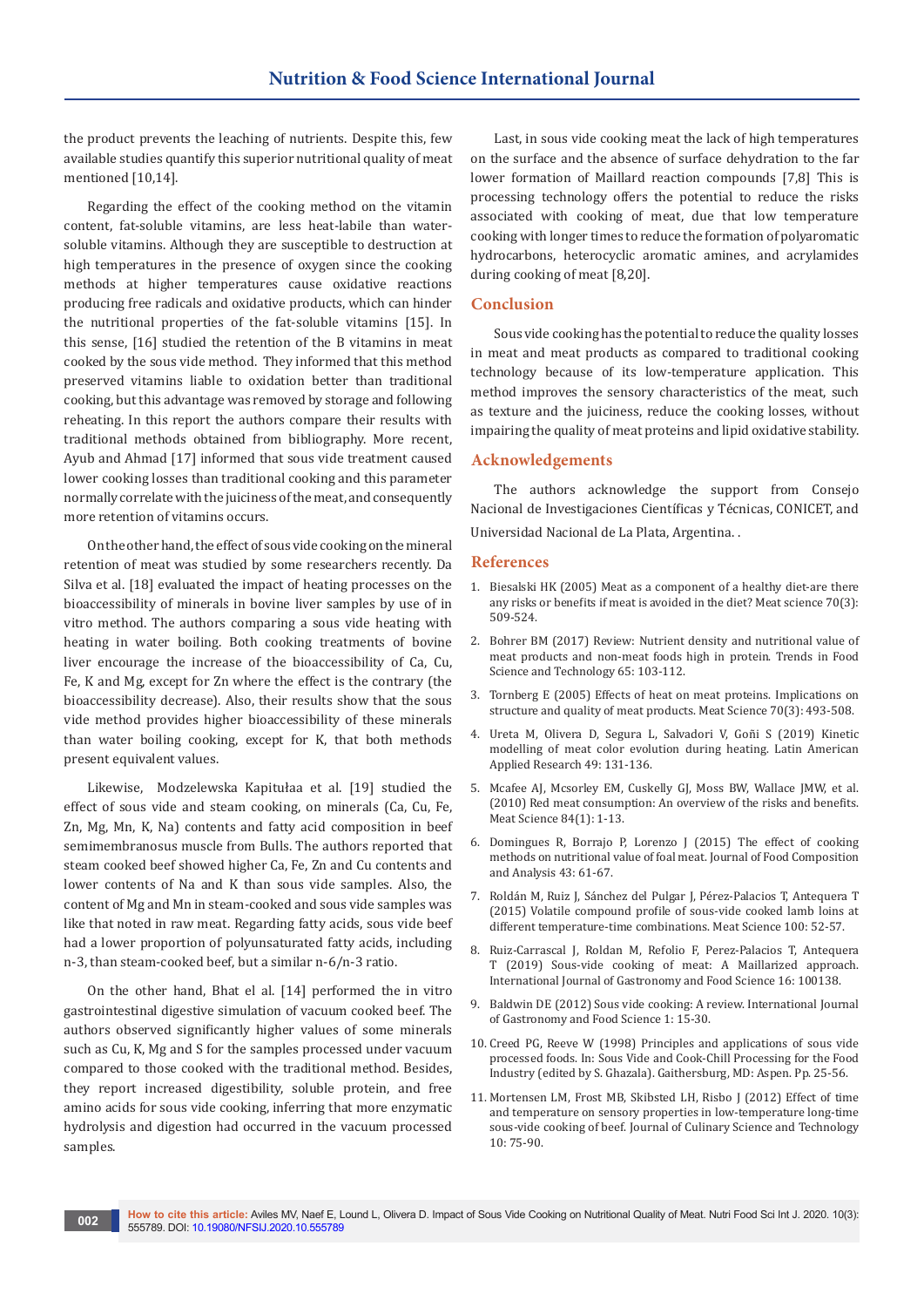the product prevents the leaching of nutrients. Despite this, few available studies quantify this superior nutritional quality of meat mentioned [10,14].

Regarding the effect of the cooking method on the vitamin content, fat-soluble vitamins, are less heat-labile than water-soluble vitamins. Although they are susceptible to destruction at high temperatures in the presence of oxygen since the cooking methods at higher temperatures cause oxidative reactions producing free radicals and oxidative products, which can hinder the nutritional properties of the fat-soluble vitamins [15]. In this sense, [16] studied the retention of the B vitamins in meat cooked by the sous vide method. They informed that this method preserved vitamins liable to oxidation better than traditional cooking, but this advantage was removed by storage and following reheating. In this report the authors compare their results with traditional methods obtained from bibliography. More recent, Ayub and Ahmad [17] informed that sous vide treatment caused lower cooking losses than traditional cooking and this parameter normally correlate with the juiciness of the meat, and consequently more retention of vitamins occurs.

On the other hand, the effect of sous vide cooking on the mineral retention of meat was studied by some researchers recently. Da Silva et al. [18] evaluated the impact of heating processes on the bioaccessibility of minerals in bovine liver samples by use of in vitro method. The authors comparing a sous vide heating with heating in water boiling. Both cooking treatments of bovine liver encourage the increase of the bioaccessibility of Ca, Cu, Fe, K and Mg, except for Zn where the effect is the contrary (the bioaccessibility decrease). Also, their results show that the sous vide method provides higher bioaccessibility of these minerals than water boiling cooking, except for K, that both methods present equivalent values.

Likewise, Modzelewska Kapitułaa et al. [19] studied the effect of sous vide and steam cooking, on minerals (Ca, Cu, Fe, Zn, Mg, Mn, K, Na) contents and fatty acid composition in beef semimembranosus muscle from Bulls. The authors reported that steam cooked beef showed higher Ca, Fe, Zn and Cu contents and lower contents of Na and K than sous vide samples. Also, the content of Mg and Mn in steam-cooked and sous vide samples was like that noted in raw meat. Regarding fatty acids, sous vide beef had a lower proportion of polyunsaturated fatty acids, including n-3, than steam-cooked beef, but a similar n-6/n-3 ratio.

On the other hand, Bhat el al. [14] performed the in vitro gastrointestinal digestive simulation of vacuum cooked beef. The authors observed significantly higher values of some minerals such as Cu, K, Mg and S for the samples processed under vacuum compared to those cooked with the traditional method. Besides, they report increased digestibility, soluble protein, and free amino acids for sous vide cooking, inferring that more enzymatic hydrolysis and digestion had occurred in the vacuum processed samples.

Last, in sous vide cooking meat the lack of high temperatures on the surface and the absence of surface dehydration to the far lower formation of Maillard reaction compounds [7,8] This is processing technology offers the potential to reduce the risks associated with cooking of meat, due that low temperature cooking with longer times to reduce the formation of polyaromatic hydrocarbons, heterocyclic aromatic amines, and acrylamides during cooking of meat [8,20].

## Conclusion

Sous vide cooking has the potential to reduce the quality losses in meat and meat products as compared to traditional cooking technology because of its low-temperature application. This method improves the sensory characteristics of the meat, such as texture and the juiciness, reduce the cooking losses, without impairing the quality of meat proteins and lipid oxidative stability.

## Acknowledgements

The authors acknowledge the support from Consejo Nacional de Investigaciones Científicas y Técnicas, CONICET, and Universidad Nacional de La Plata, Argentina. .

## References

1. Biesalski HK (2005) Meat as a component of a healthy diet-are there any risks or benefits if meat is avoided in the diet? Meat science 70(3): 509-524.
2. Bohrer BM (2017) Review: Nutrient density and nutritional value of meat products and non-meat foods high in protein. Trends in Food Science and Technology 65: 103-112.
3. Tornberg E (2005) Effects of heat on meat proteins. Implications on structure and quality of meat products. Meat Science 70(3): 493-508.
4. Ureta M, Olivera D, Segura L, Salvadori V, Goñi S (2019) Kinetic modelling of meat color evolution during heating. Latin American Applied Research 49: 131-136.
5. Mcafee AJ, Mcsorley EM, Cuskelly GJ, Moss BW, Wallace JMW, et al. (2010) Red meat consumption: An overview of the risks and benefits. Meat Science 84(1): 1-13.
6. Domingues R, Borrajo P, Lorenzo J (2015) The effect of cooking methods on nutritional value of foal meat. Journal of Food Composition and Analysis 43: 61-67.
7. Roldán M, Ruiz J, Sánchez del Pulgar J, Pérez-Palacios T, Antequera T (2015) Volatile compound profile of sous-vide cooked lamb loins at different temperature-time combinations. Meat Science 100: 52-57.
8. Ruiz-Carrascal J, Roldan M, Refolio F, Perez-Palacios T, Antequera T (2019) Sous-vide cooking of meat: A Maillarized approach. International Journal of Gastronomy and Food Science 16: 100138.
9. Baldwin DE (2012) Sous vide cooking: A review. International Journal of Gastronomy and Food Science 1: 15-30.
10. Creed PG, Reeve W (1998) Principles and applications of sous vide processed foods. In: Sous Vide and Cook-Chill Processing for the Food Industry (edited by S. Ghazala). Gaithersburg, MD: Aspen. Pp. 25-56.
11. Mortensen LM, Frost MB, Skibsted LH, Risbo J (2012) Effect of time and temperature on sensory properties in low-temperature long-time sous-vide cooking of beef. Journal of Culinary Science and Technology 10: 75-90.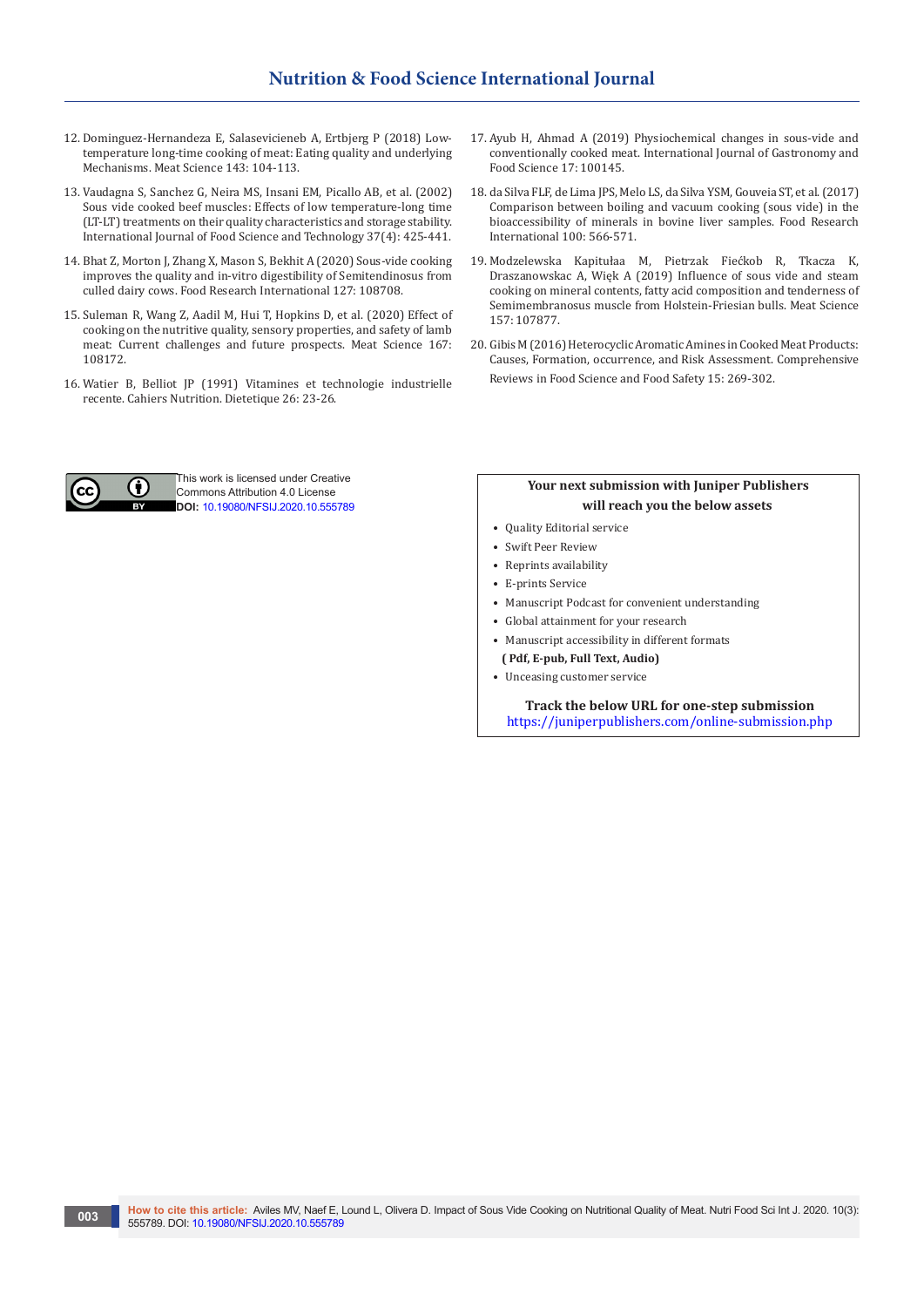12. Dominguez-Hernandeza E, Salasevicieneb A, Ertbjerg P (2018) Low-temperature long-time cooking of meat: Eating quality and underlying Mechanisms. Meat Science 143: 104-113.
13. Vaudagna S, Sanchez G, Neira MS, Insani EM, Picallo AB, et al. (2002) Sous vide cooked beef muscles: Effects of low temperature-long time (LT-LT) treatments on their quality characteristics and storage stability. International Journal of Food Science and Technology 37(4): 425-441.
14. Bhat Z, Morton J, Zhang X, Mason S, Bekhit A (2020) Sous-vide cooking improves the quality and in-vitro digestibility of Semitendinosus from culled dairy cows. Food Research International 127: 108708.
15. Suleman R, Wang Z, Aadil M, Hui T, Hopkins D, et al. (2020) Effect of cooking on the nutritive quality, sensory properties, and safety of lamb meat: Current challenges and future prospects. Meat Science 167: 108172.
16. Watier B, Belliot JP (1991) Vitamines et technologie industrielle recente. Cahiers Nutrition. Dietetique 26: 23-26.
17. Ayub H, Ahmad A (2019) Physiochemical changes in sous-vide and conventionally cooked meat. International Journal of Gastronomy and Food Science 17: 100145.
18. da Silva FLF, de Lima JPS, Melo LS, da Silva YSM, Gouveia ST, et al. (2017) Comparison between boiling and vacuum cooking (sous vide) in the bioaccessibility of minerals in bovine liver samples. Food Research International 100: 566-571.
19. Modzelewska Kapitułaa M, Pietrzak Fiećkob R, Tkacza K, Draszanowskac A, Więk A (2019) Influence of sous vide and steam cooking on mineral contents, fatty acid composition and tenderness of Semimembranosus muscle from Holstein-Friesian bulls. Meat Science 157: 107877.
20. Gibis M (2016) Heterocyclic Aromatic Amines in Cooked Meat Products: Causes, Formation, occurrence, and Risk Assessment. Comprehensive Reviews in Food Science and Food Safety 15: 269-302.

This work is licensed under Creative Commons Attribution 4.0 License
**DOI:** 10.19080/NFSIJ.2020.10.555789

**Your next submission with Juniper Publishers will reach you the below assets**

- Quality Editorial service
- Swift Peer Review
- Reprints availability
- E-prints Service
- Manuscript Podcast for convenient understanding
- Global attainment for your research
- Manuscript accessibility in different formats
  **( Pdf, E-pub, Full Text, Audio)**
- Unceasing customer service

**Track the below URL for one-step submission**
https://juniperpublishers.com/online-submission.php

**How to cite this article:** Aviles MV, Naef E, Lound L, Olivera D. Impact of Sous Vide Cooking on Nutritional Quality of Meat. Nutri Food Sci Int J. 2020. 10(3): 555789. DOI: 10.19080/NFSIJ.2020.10.555789